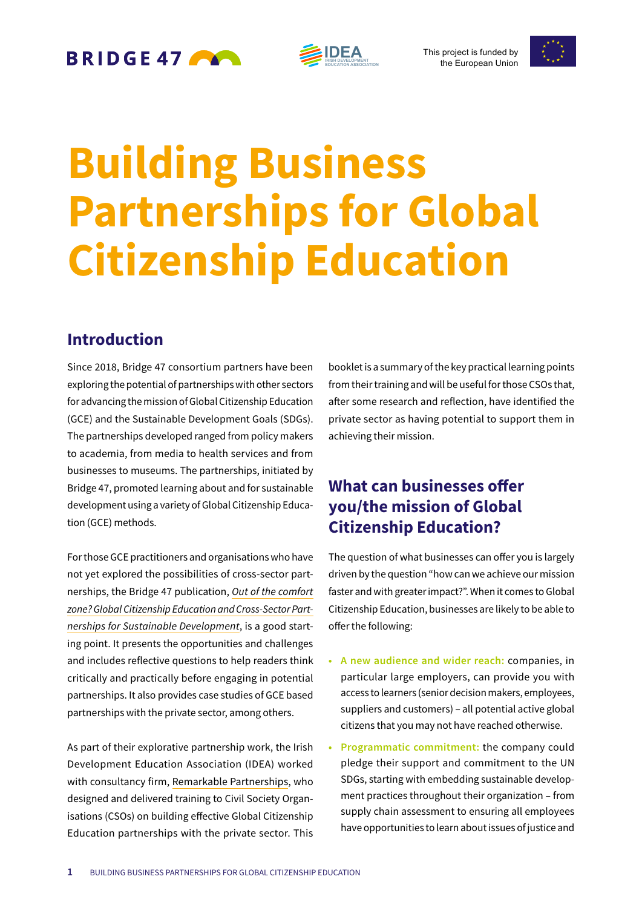This project is funded by the European Union

# Building Business Partnerships for Global Citizenship Education

## Introduction

Since 2018, Bridge 47 consortium partners have been exploring the potential of partnerships with other sectors for advancing the mission of Global Citizenship Education (GCE) and the Sustainable Development Goals (SDGs). The partnerships developed ranged from policy makers to academia, from media to health services and from businesses to museums. The partnerships, initiated by Bridge 47, promoted learning about and for sustainable development using a variety of Global Citizenship Education (GCE) methods.

For those GCE practitioners and organisations who have not yet explored the possibilities of cross-sector partnerships, the Bridge 47 publication, *Out of the comfort zone? Global Citizenship Education and Cross-Sector Partnerships for Sustainable Development*, is a good starting point. It presents the opportunities and challenges and includes reflective questions to help readers think critically and practically before engaging in potential partnerships. It also provides case studies of GCE based partnerships with the private sector, among others.

As part of their explorative partnership work, the Irish Development Education Association (IDEA) worked with consultancy firm, Remarkable Partnerships, who designed and delivered training to Civil Society Organisations (CSOs) on building effective Global Citizenship Education partnerships with the private sector. This booklet is a summary of the key practical learning points from their training and will be useful for those CSOs that, after some research and reflection, have identified the private sector as having potential to support them in achieving their mission.

## What can businesses offer you/the mission of Global Citizenship Education?

The question of what businesses can offer you is largely driven by the question "how can we achieve our mission faster and with greater impact?". When it comes to Global Citizenship Education, businesses are likely to be able to offer the following:

- **A new audience and wider reach:** companies, in particular large employers, can provide you with access to learners (senior decision makers, employees, suppliers and customers) – all potential active global citizens that you may not have reached otherwise.
- **Programmatic commitment:** the company could pledge their support and commitment to the UN SDGs, starting with embedding sustainable development practices throughout their organization – from supply chain assessment to ensuring all employees have opportunities to learn about issues of justice and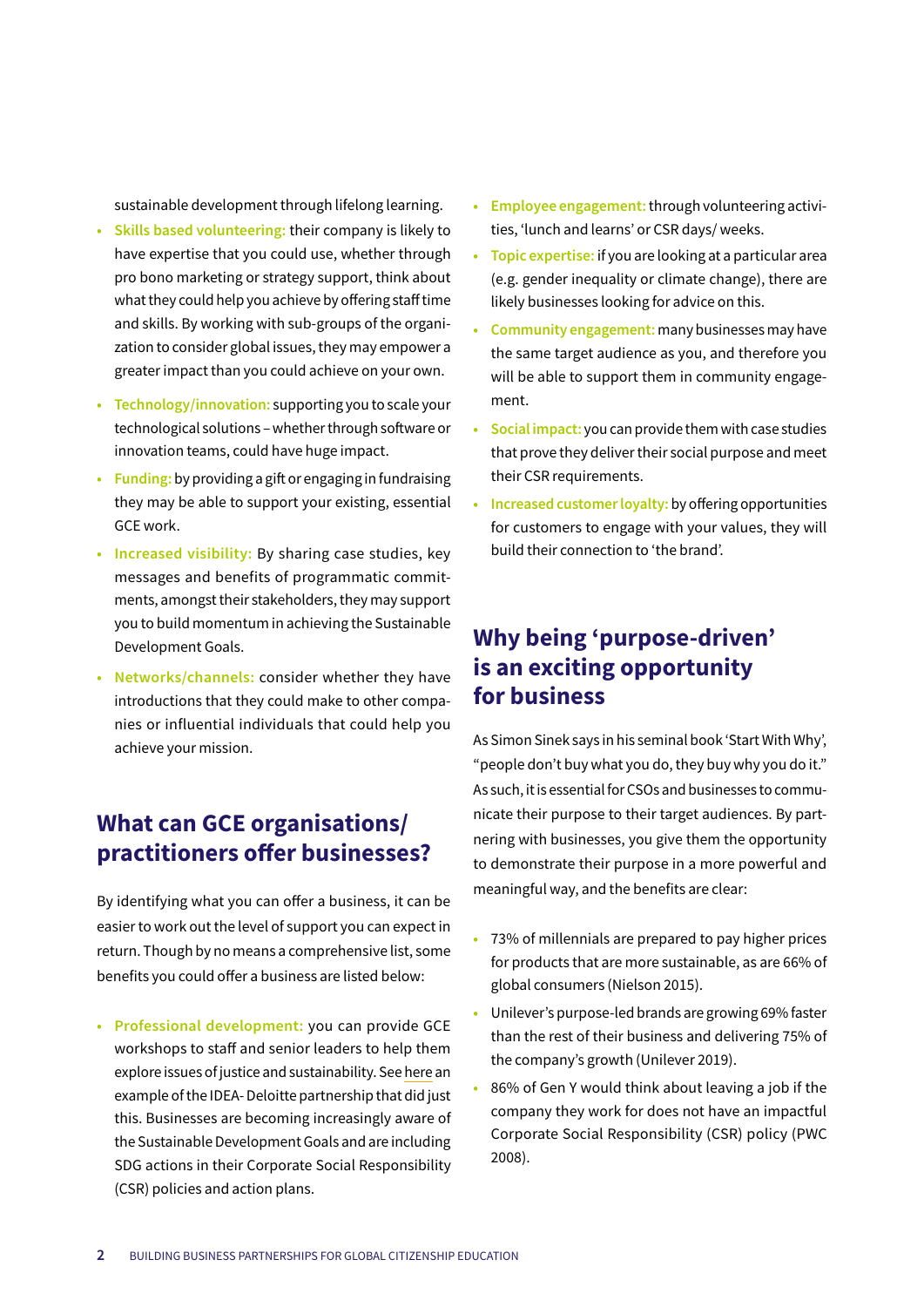sustainable development through lifelong learning.

- **Skills based volunteering:** their company is likely to have expertise that you could use, whether through pro bono marketing or strategy support, think about what they could help you achieve by offering staff time and skills. By working with sub-groups of the organization to consider global issues, they may empower a greater impact than you could achieve on your own.
- **Technology/innovation:** supporting you to scale your technological solutions – whether through software or innovation teams, could have huge impact.
- **Funding:** by providing a gift or engaging in fundraising they may be able to support your existing, essential GCE work.
- **Increased visibility:** By sharing case studies, key messages and benefits of programmatic commitments, amongst their stakeholders, they may support you to build momentum in achieving the Sustainable Development Goals.
- **Networks/channels:** consider whether they have introductions that they could make to other companies or influential individuals that could help you achieve your mission.

## What can GCE organisations/ practitioners offer businesses?

By identifying what you can offer a business, it can be easier to work out the level of support you can expect in return. Though by no means a comprehensive list, some benefits you could offer a business are listed below:

- **Professional development:** you can provide GCE workshops to staff and senior leaders to help them explore issues of justice and sustainability. See here an example of the IDEA- Deloitte partnership that did just this. Businesses are becoming increasingly aware of the Sustainable Development Goals and are including SDG actions in their Corporate Social Responsibility (CSR) policies and action plans.
- **Employee engagement:** through volunteering activities, 'lunch and learns' or CSR days/ weeks.
- **Topic expertise:** if you are looking at a particular area (e.g. gender inequality or climate change), there are likely businesses looking for advice on this.
- **Community engagement:** many businesses may have the same target audience as you, and therefore you will be able to support them in community engagement.
- **Social impact:** you can provide them with case studies that prove they deliver their social purpose and meet their CSR requirements.
- **Increased customer loyalty:** by offering opportunities for customers to engage with your values, they will build their connection to 'the brand'.

## Why being 'purpose-driven' is an exciting opportunity for business

As Simon Sinek says in his seminal book 'Start With Why', "people don't buy what you do, they buy why you do it." As such, it is essential for CSOs and businesses to communicate their purpose to their target audiences. By partnering with businesses, you give them the opportunity to demonstrate their purpose in a more powerful and meaningful way, and the benefits are clear:

- 73% of millennials are prepared to pay higher prices for products that are more sustainable, as are 66% of global consumers (Nielson 2015).
- Unilever's purpose-led brands are growing 69% faster than the rest of their business and delivering 75% of the company's growth (Unilever 2019).
- 86% of Gen Y would think about leaving a job if the company they work for does not have an impactful Corporate Social Responsibility (CSR) policy (PWC 2008).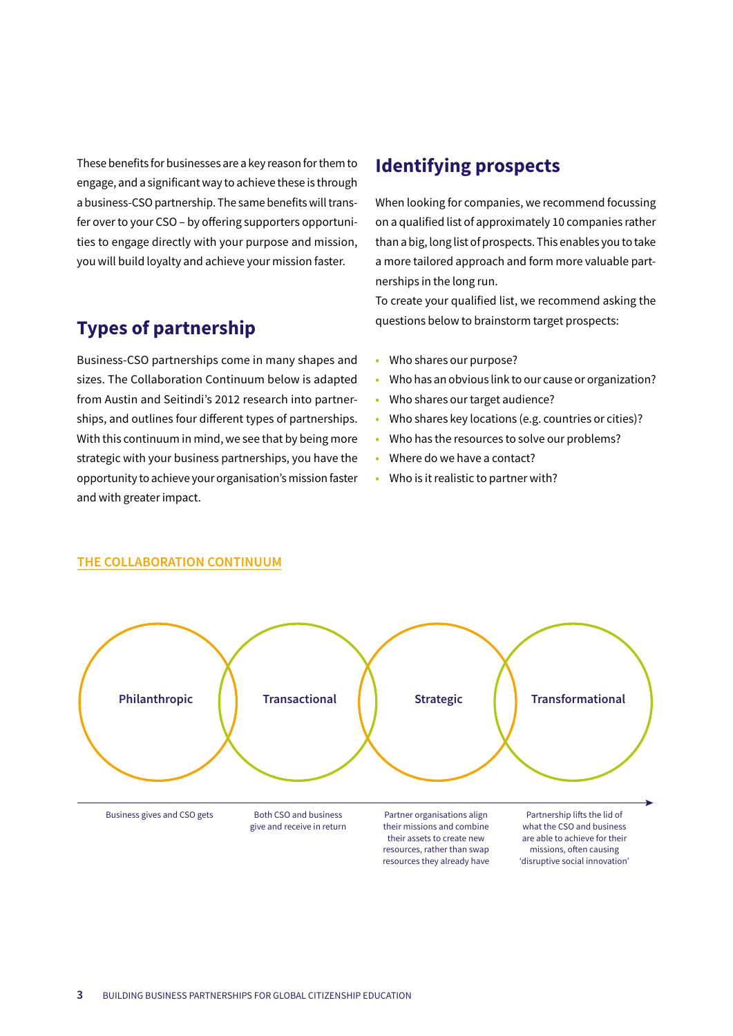These benefits for businesses are a key reason for them to engage, and a significant way to achieve these is through a business-CSO partnership. The same benefits will transfer over to your CSO – by offering supporters opportunities to engage directly with your purpose and mission, you will build loyalty and achieve your mission faster.

## Types of partnership

Business-CSO partnerships come in many shapes and sizes. The Collaboration Continuum below is adapted from Austin and Seitindi's 2012 research into partnerships, and outlines four different types of partnerships. With this continuum in mind, we see that by being more strategic with your business partnerships, you have the opportunity to achieve your organisation's mission faster and with greater impact.

## Identifying prospects

When looking for companies, we recommend focussing on a qualified list of approximately 10 companies rather than a big, long list of prospects. This enables you to take a more tailored approach and form more valuable partnerships in the long run.

To create your qualified list, we recommend asking the questions below to brainstorm target prospects:

- Who shares our purpose?
- Who has an obvious link to our cause or organization?
- Who shares our target audience?
- Who shares key locations (e.g. countries or cities)?
- Who has the resources to solve our problems?
- Where do we have a contact?
- Who is it realistic to partner with?

### THE COLLABORATION CONTINUUM

| Philanthropic | Transactional | Strategic | Transformational |
|---|---|---|---|
| Business gives and CSO gets | Both CSO and business give and receive in return | Partner organisations align their missions and combine their assets to create new resources, rather than swap resources they already have | Partnership lifts the lid of what the CSO and business are able to achieve for their missions, often causing 'disruptive social innovation' |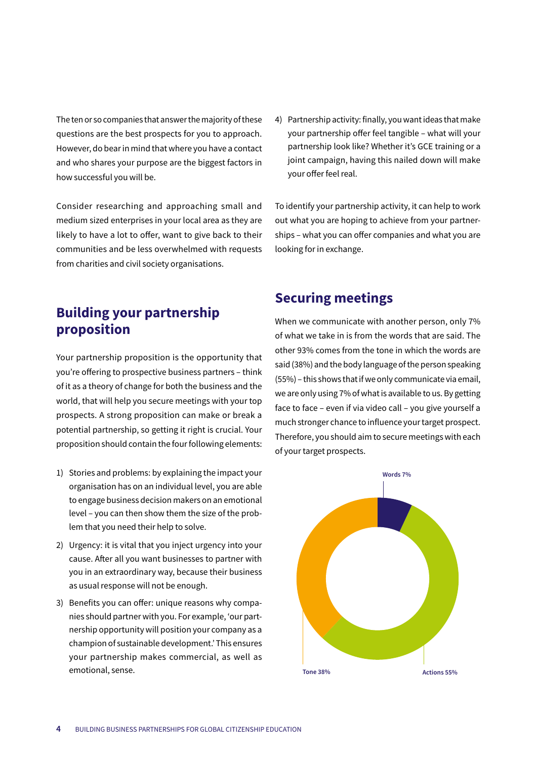The ten or so companies that answer the majority of these questions are the best prospects for you to approach. However, do bear in mind that where you have a contact and who shares your purpose are the biggest factors in how successful you will be.

Consider researching and approaching small and medium sized enterprises in your local area as they are likely to have a lot to offer, want to give back to their communities and be less overwhelmed with requests from charities and civil society organisations.

## Building your partnership proposition

Your partnership proposition is the opportunity that you're offering to prospective business partners – think of it as a theory of change for both the business and the world, that will help you secure meetings with your top prospects. A strong proposition can make or break a potential partnership, so getting it right is crucial. Your proposition should contain the four following elements:

1) Stories and problems: by explaining the impact your organisation has on an individual level, you are able to engage business decision makers on an emotional level – you can then show them the size of the problem that you need their help to solve.
2) Urgency: it is vital that you inject urgency into your cause. After all you want businesses to partner with you in an extraordinary way, because their business as usual response will not be enough.
3) Benefits you can offer: unique reasons why companies should partner with you. For example, 'our partnership opportunity will position your company as a champion of sustainable development.' This ensures your partnership makes commercial, as well as emotional, sense.
4) Partnership activity: finally, you want ideas that make your partnership offer feel tangible – what will your partnership look like? Whether it's GCE training or a joint campaign, having this nailed down will make your offer feel real.

To identify your partnership activity, it can help to work out what you are hoping to achieve from your partnerships – what you can offer companies and what you are looking for in exchange.

## Securing meetings

When we communicate with another person, only 7% of what we take in is from the words that are said. The other 93% comes from the tone in which the words are said (38%) and the body language of the person speaking (55%) – this shows that if we only communicate via email, we are only using 7% of what is available to us. By getting face to face – even if via video call – you give yourself a much stronger chance to influence your target prospect. Therefore, you should aim to secure meetings with each of your target prospects.

Words 7%

Tone 38%

Actions 55%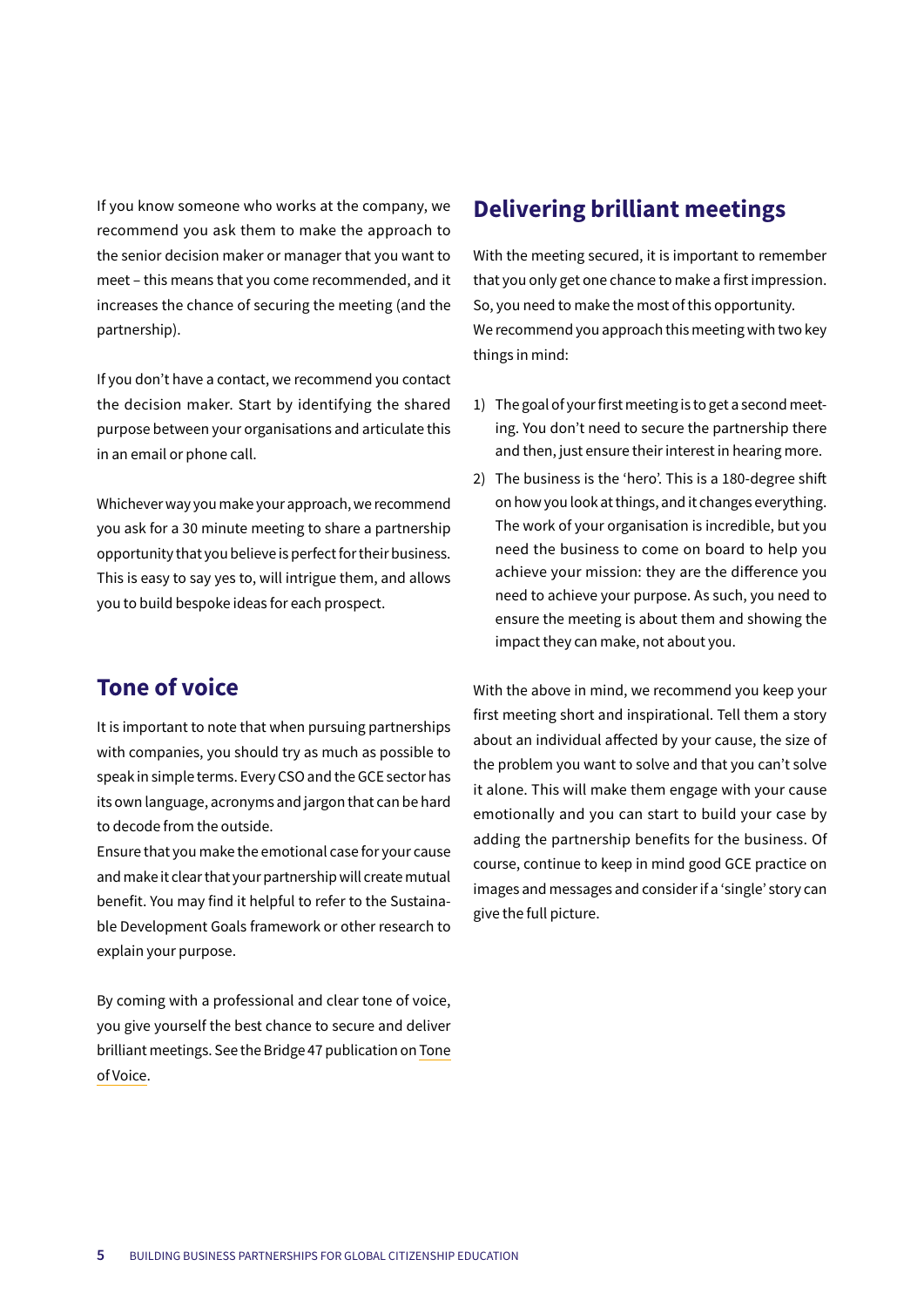If you know someone who works at the company, we recommend you ask them to make the approach to the senior decision maker or manager that you want to meet – this means that you come recommended, and it increases the chance of securing the meeting (and the partnership).

If you don't have a contact, we recommend you contact the decision maker. Start by identifying the shared purpose between your organisations and articulate this in an email or phone call.

Whichever way you make your approach, we recommend you ask for a 30 minute meeting to share a partnership opportunity that you believe is perfect for their business. This is easy to say yes to, will intrigue them, and allows you to build bespoke ideas for each prospect.

## Tone of voice

It is important to note that when pursuing partnerships with companies, you should try as much as possible to speak in simple terms. Every CSO and the GCE sector has its own language, acronyms and jargon that can be hard to decode from the outside.

Ensure that you make the emotional case for your cause and make it clear that your partnership will create mutual benefit. You may find it helpful to refer to the Sustainable Development Goals framework or other research to explain your purpose.

By coming with a professional and clear tone of voice, you give yourself the best chance to secure and deliver brilliant meetings. See the Bridge 47 publication on Tone of Voice.

## Delivering brilliant meetings

With the meeting secured, it is important to remember that you only get one chance to make a first impression. So, you need to make the most of this opportunity.

We recommend you approach this meeting with two key things in mind:

1) The goal of your first meeting is to get a second meeting. You don't need to secure the partnership there and then, just ensure their interest in hearing more.
2) The business is the 'hero'. This is a 180-degree shift on how you look at things, and it changes everything. The work of your organisation is incredible, but you need the business to come on board to help you achieve your mission: they are the difference you need to achieve your purpose. As such, you need to ensure the meeting is about them and showing the impact they can make, not about you.

With the above in mind, we recommend you keep your first meeting short and inspirational. Tell them a story about an individual affected by your cause, the size of the problem you want to solve and that you can't solve it alone. This will make them engage with your cause emotionally and you can start to build your case by adding the partnership benefits for the business. Of course, continue to keep in mind good GCE practice on images and messages and consider if a 'single' story can give the full picture.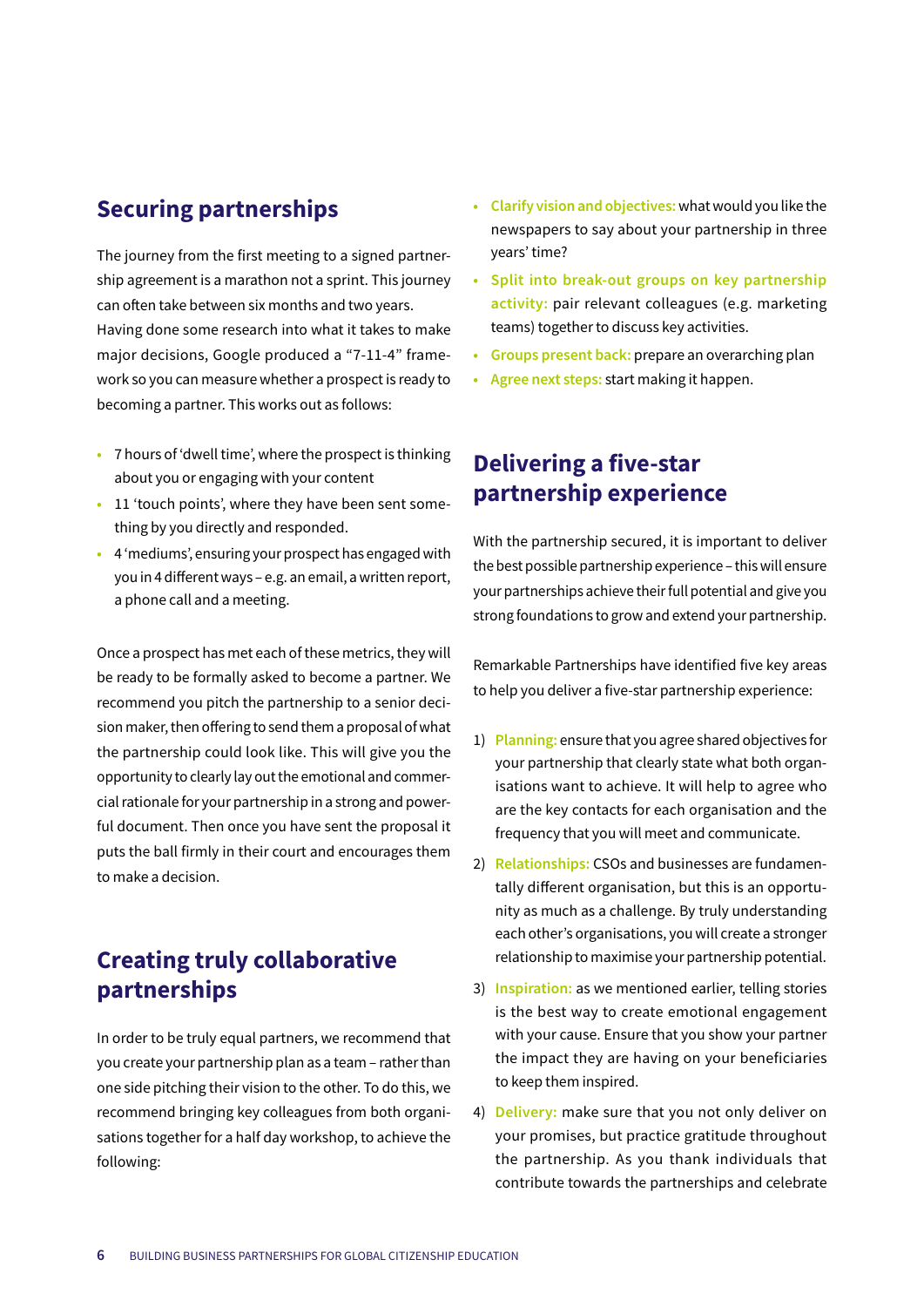## Securing partnerships

The journey from the first meeting to a signed partnership agreement is a marathon not a sprint. This journey can often take between six months and two years. Having done some research into what it takes to make major decisions, Google produced a "7-11-4" framework so you can measure whether a prospect is ready to becoming a partner. This works out as follows:

- 7 hours of 'dwell time', where the prospect is thinking about you or engaging with your content
- 11 'touch points', where they have been sent something by you directly and responded.
- 4 'mediums', ensuring your prospect has engaged with you in 4 different ways – e.g. an email, a written report, a phone call and a meeting.

Once a prospect has met each of these metrics, they will be ready to be formally asked to become a partner. We recommend you pitch the partnership to a senior decision maker, then offering to send them a proposal of what the partnership could look like. This will give you the opportunity to clearly lay out the emotional and commercial rationale for your partnership in a strong and powerful document. Then once you have sent the proposal it puts the ball firmly in their court and encourages them to make a decision.

## Creating truly collaborative partnerships

In order to be truly equal partners, we recommend that you create your partnership plan as a team – rather than one side pitching their vision to the other. To do this, we recommend bringing key colleagues from both organisations together for a half day workshop, to achieve the following:

- **Clarify vision and objectives:** what would you like the newspapers to say about your partnership in three years' time?
- **Split into break-out groups on key partnership activity:** pair relevant colleagues (e.g. marketing teams) together to discuss key activities.
- **Groups present back:** prepare an overarching plan
- **Agree next steps:** start making it happen.

## Delivering a five-star partnership experience

With the partnership secured, it is important to deliver the best possible partnership experience – this will ensure your partnerships achieve their full potential and give you strong foundations to grow and extend your partnership.

Remarkable Partnerships have identified five key areas to help you deliver a five-star partnership experience:

1) **Planning:** ensure that you agree shared objectives for your partnership that clearly state what both organisations want to achieve. It will help to agree who are the key contacts for each organisation and the frequency that you will meet and communicate.
2) **Relationships:** CSOs and businesses are fundamentally different organisation, but this is an opportunity as much as a challenge. By truly understanding each other's organisations, you will create a stronger relationship to maximise your partnership potential.
3) **Inspiration:** as we mentioned earlier, telling stories is the best way to create emotional engagement with your cause. Ensure that you show your partner the impact they are having on your beneficiaries to keep them inspired.
4) **Delivery:** make sure that you not only deliver on your promises, but practice gratitude throughout the partnership. As you thank individuals that contribute towards the partnerships and celebrate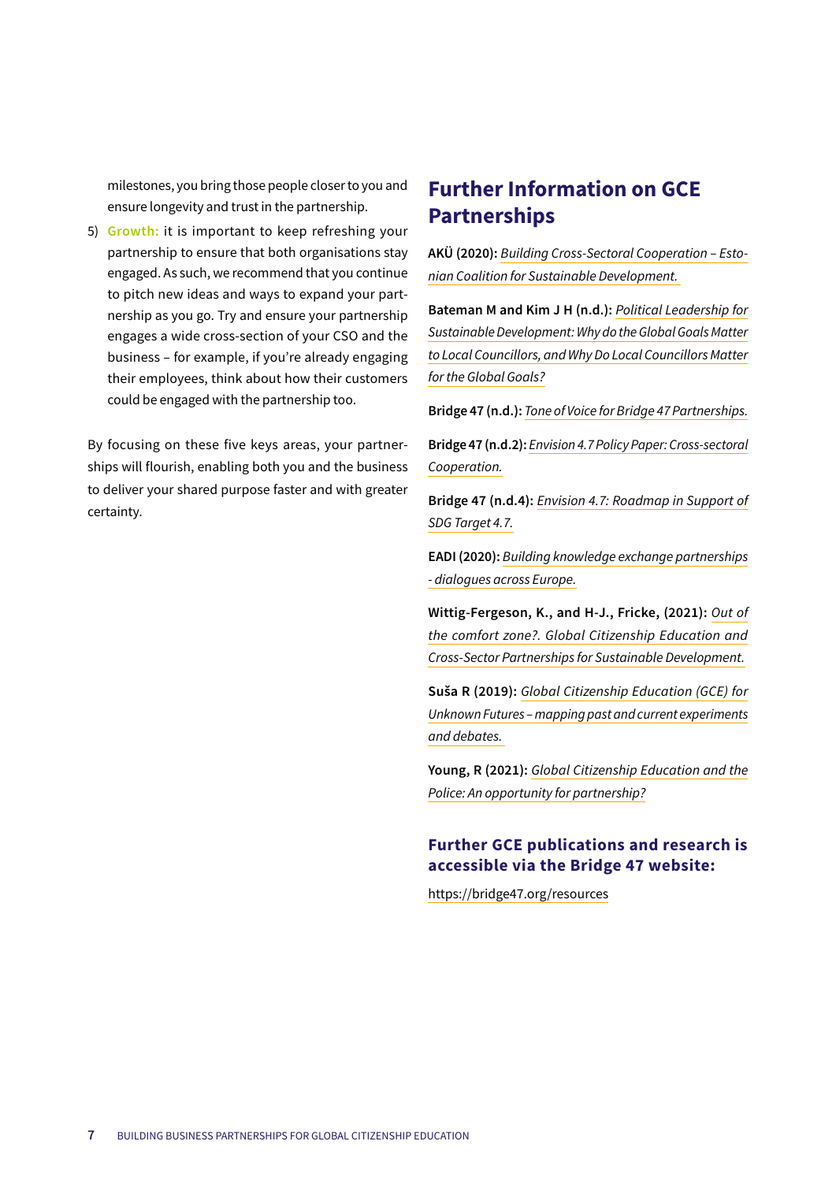milestones, you bring those people closer to you and ensure longevity and trust in the partnership.

5) **Growth:** it is important to keep refreshing your partnership to ensure that both organisations stay engaged. As such, we recommend that you continue to pitch new ideas and ways to expand your partnership as you go. Try and ensure your partnership engages a wide cross-section of your CSO and the business – for example, if you're already engaging their employees, think about how their customers could be engaged with the partnership too.

By focusing on these five keys areas, your partnerships will flourish, enabling both you and the business to deliver your shared purpose faster and with greater certainty.

## Further Information on GCE Partnerships

**AKÜ (2020):** *Building Cross-Sectoral Cooperation – Estonian Coalition for Sustainable Development.*

**Bateman M and Kim J H (n.d.):** *Political Leadership for Sustainable Development: Why do the Global Goals Matter to Local Councillors, and Why Do Local Councillors Matter for the Global Goals?*

**Bridge 47 (n.d.):** *Tone of Voice for Bridge 47 Partnerships.*

**Bridge 47 (n.d.2):** *Envision 4.7 Policy Paper: Cross-sectoral Cooperation.*

**Bridge 47 (n.d.4):** *Envision 4.7: Roadmap in Support of SDG Target 4.7.*

**EADI (2020):** *Building knowledge exchange partnerships - dialogues across Europe.*

**Wittig-Fergeson, K., and H-J., Fricke, (2021):** *Out of the comfort zone?. Global Citizenship Education and Cross-Sector Partnerships for Sustainable Development.*

**Suša R (2019):** *Global Citizenship Education (GCE) for Unknown Futures – mapping past and current experiments and debates.*

**Young, R (2021):** *Global Citizenship Education and the Police: An opportunity for partnership?*

### Further GCE publications and research is accessible via the Bridge 47 website:

https://bridge47.org/resources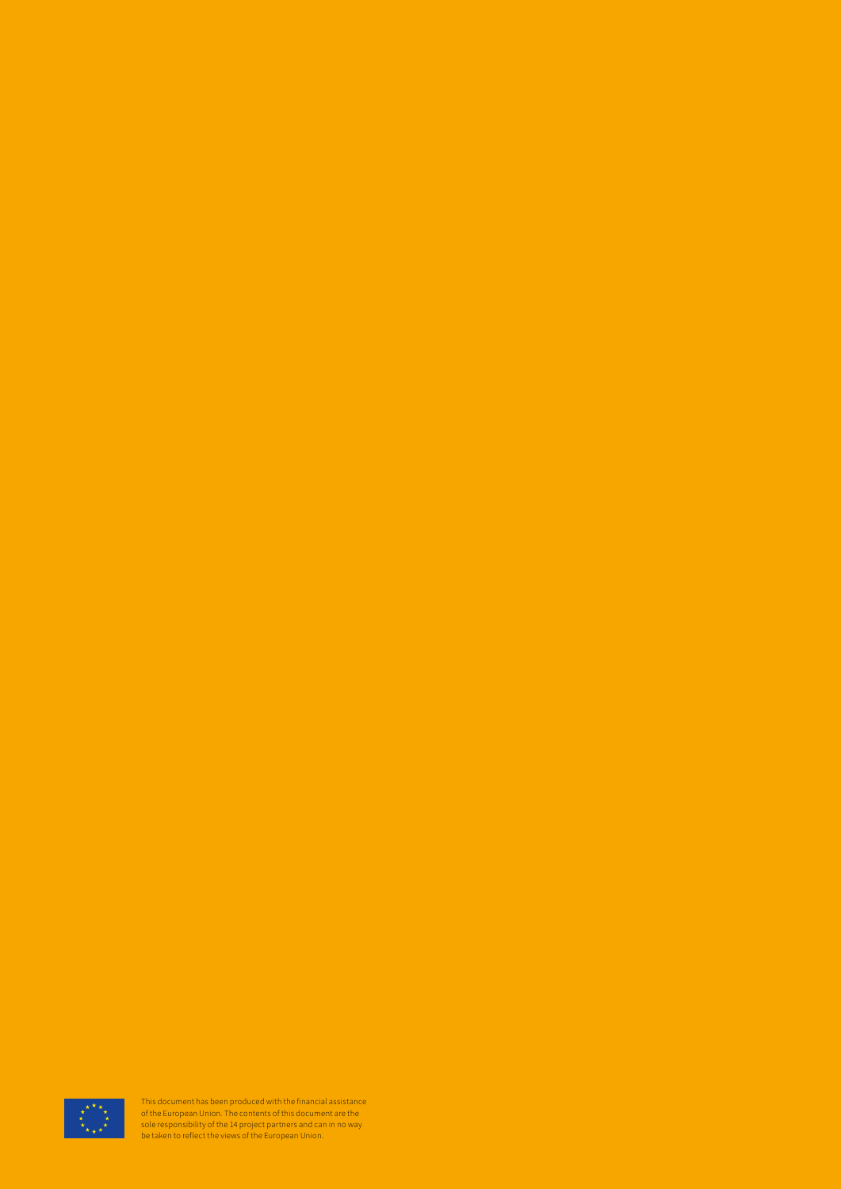This document has been produced with the financial assistance of the European Union. The contents of this document are the sole responsibility of the 14 project partners and can in no way be taken to reflect the views of the European Union.